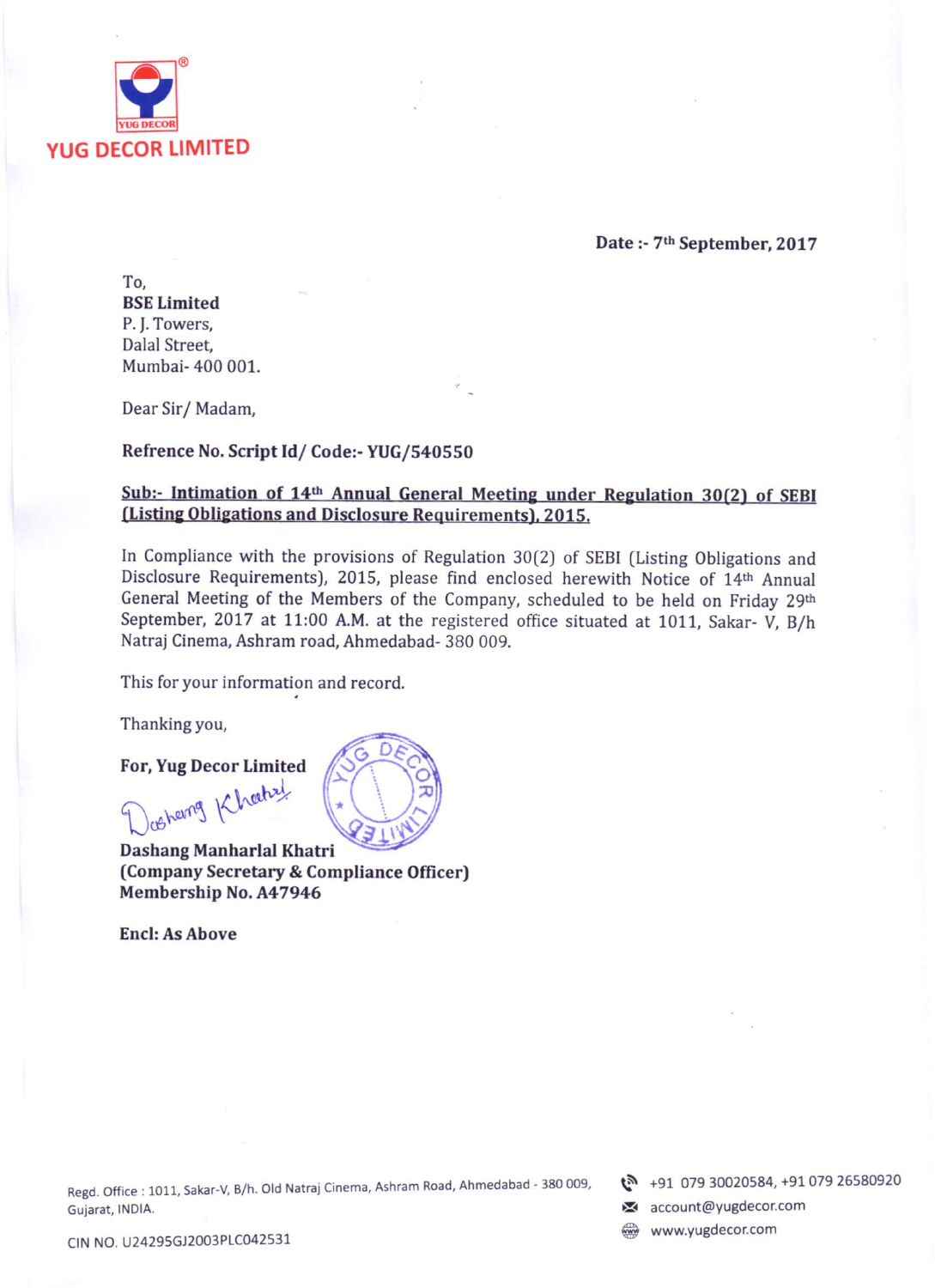**YUG DECOR LIMITED**

**Date :- 7th September, 2017**

To,
**BSE Limited**
P. J. Towers,
Dalal Street,
Mumbai- 400 001.

Dear Sir/ Madam,

**Refrence No. Script Id/ Code:- YUG/540550**

**Sub:- Intimation of 14th Annual General Meeting under Regulation 30(2) of SEBI (Listing Obligations and Disclosure Requirements), 2015.**

In Compliance with the provisions of Regulation 30(2) of SEBI (Listing Obligations and Disclosure Requirements), 2015, please find enclosed herewith Notice of 14th Annual General Meeting of the Members of the Company, scheduled to be held on Friday 29th September, 2017 at 11:00 A.M. at the registered office situated at 1011, Sakar- V, B/h Natraj Cinema, Ashram road, Ahmedabad- 380 009.

This for your information and record.

Thanking you,

**For, Yug Decor Limited**

**Dashang Manharlal Khatri**
**(Company Secretary & Compliance Officer)**
**Membership No. A47946**

**Encl: As Above**

Regd. Office : 1011, Sakar-V, B/h. Old Natraj Cinema, Ashram Road, Ahmedabad - 380 009, Gujarat, INDIA.

CIN NO. U24295GJ2003PLC042531

+91 079 30020584, +91 079 26580920
account@yugdecor.com
www.yugdecor.com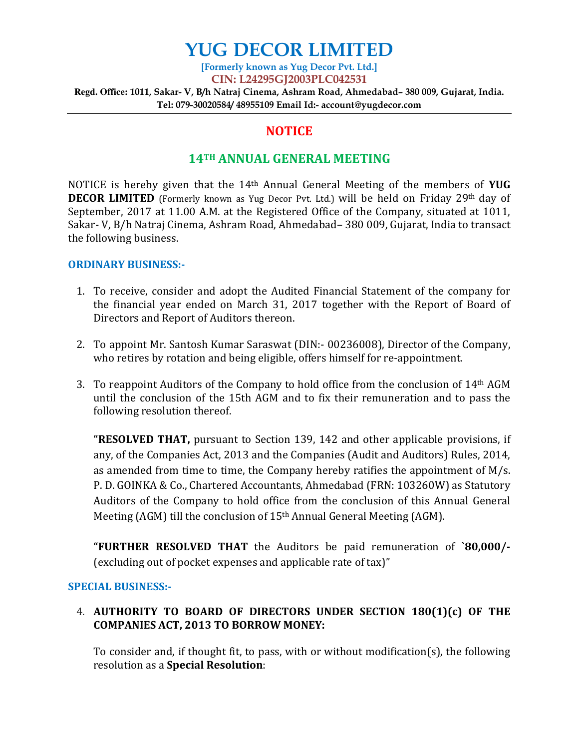# YUG DECOR LIMITED

**[Formerly known as Yug Decor Pvt. Ltd.]**

**CIN: L24295GJ2003PLC042531**

**Regd. Office: 1011, Sakar- V, B/h Natraj Cinema, Ashram Road, Ahmedabad– 380 009, Gujarat, India.**
**Tel: 079-30020584/ 48955109 Email Id:- account@yugdecor.com**

## NOTICE

## 14TH ANNUAL GENERAL MEETING

NOTICE is hereby given that the 14th Annual General Meeting of the members of **YUG DECOR LIMITED** (Formerly known as Yug Decor Pvt. Ltd.) will be held on Friday 29th day of September, 2017 at 11.00 A.M. at the Registered Office of the Company, situated at 1011, Sakar- V, B/h Natraj Cinema, Ashram Road, Ahmedabad– 380 009, Gujarat, India to transact the following business.

### ORDINARY BUSINESS:-

1. To receive, consider and adopt the Audited Financial Statement of the company for the financial year ended on March 31, 2017 together with the Report of Board of Directors and Report of Auditors thereon.

2. To appoint Mr. Santosh Kumar Saraswat (DIN:- 00236008), Director of the Company, who retires by rotation and being eligible, offers himself for re-appointment.

3. To reappoint Auditors of the Company to hold office from the conclusion of 14th AGM until the conclusion of the 15th AGM and to fix their remuneration and to pass the following resolution thereof.

   **"RESOLVED THAT,** pursuant to Section 139, 142 and other applicable provisions, if any, of the Companies Act, 2013 and the Companies (Audit and Auditors) Rules, 2014, as amended from time to time, the Company hereby ratifies the appointment of M/s. P. D. GOINKA & Co., Chartered Accountants, Ahmedabad (FRN: 103260W) as Statutory Auditors of the Company to hold office from the conclusion of this Annual General Meeting (AGM) till the conclusion of 15th Annual General Meeting (AGM).

   **"FURTHER RESOLVED THAT** the Auditors be paid remuneration of **`80,000/-** (excluding out of pocket expenses and applicable rate of tax)"

### SPECIAL BUSINESS:-

4. **AUTHORITY TO BOARD OF DIRECTORS UNDER SECTION 180(1)(c) OF THE COMPANIES ACT, 2013 TO BORROW MONEY:**

   To consider and, if thought fit, to pass, with or without modification(s), the following resolution as a **Special Resolution**: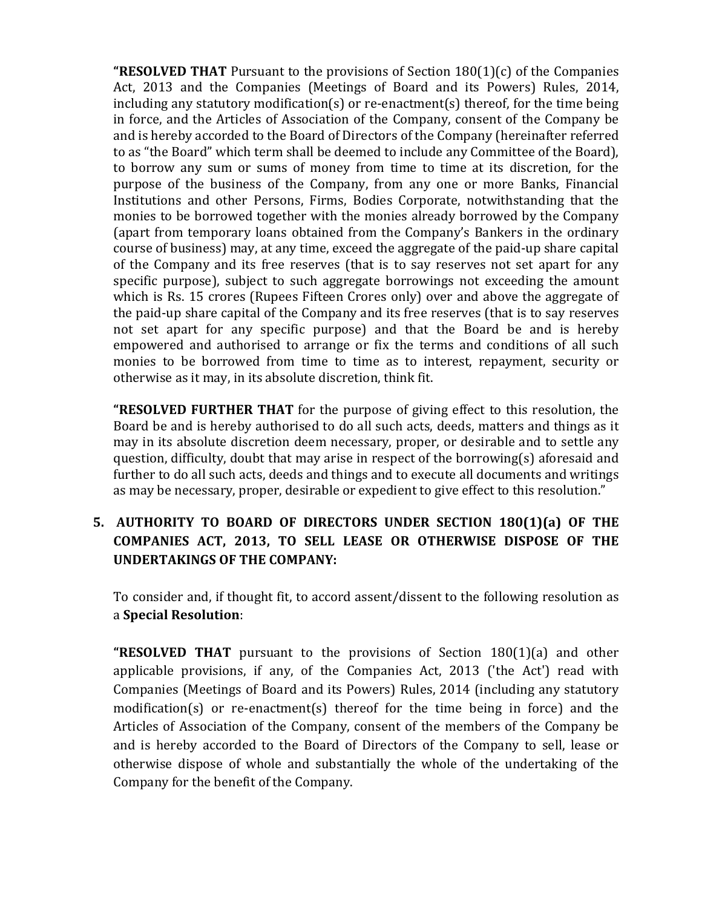**"RESOLVED THAT** Pursuant to the provisions of Section 180(1)(c) of the Companies Act, 2013 and the Companies (Meetings of Board and its Powers) Rules, 2014, including any statutory modification(s) or re-enactment(s) thereof, for the time being in force, and the Articles of Association of the Company, consent of the Company be and is hereby accorded to the Board of Directors of the Company (hereinafter referred to as "the Board" which term shall be deemed to include any Committee of the Board), to borrow any sum or sums of money from time to time at its discretion, for the purpose of the business of the Company, from any one or more Banks, Financial Institutions and other Persons, Firms, Bodies Corporate, notwithstanding that the monies to be borrowed together with the monies already borrowed by the Company (apart from temporary loans obtained from the Company's Bankers in the ordinary course of business) may, at any time, exceed the aggregate of the paid-up share capital of the Company and its free reserves (that is to say reserves not set apart for any specific purpose), subject to such aggregate borrowings not exceeding the amount which is Rs. 15 crores (Rupees Fifteen Crores only) over and above the aggregate of the paid-up share capital of the Company and its free reserves (that is to say reserves not set apart for any specific purpose) and that the Board be and is hereby empowered and authorised to arrange or fix the terms and conditions of all such monies to be borrowed from time to time as to interest, repayment, security or otherwise as it may, in its absolute discretion, think fit.

**"RESOLVED FURTHER THAT** for the purpose of giving effect to this resolution, the Board be and is hereby authorised to do all such acts, deeds, matters and things as it may in its absolute discretion deem necessary, proper, or desirable and to settle any question, difficulty, doubt that may arise in respect of the borrowing(s) aforesaid and further to do all such acts, deeds and things and to execute all documents and writings as may be necessary, proper, desirable or expedient to give effect to this resolution."

**5. AUTHORITY TO BOARD OF DIRECTORS UNDER SECTION 180(1)(a) OF THE COMPANIES ACT, 2013, TO SELL LEASE OR OTHERWISE DISPOSE OF THE UNDERTAKINGS OF THE COMPANY:**

To consider and, if thought fit, to accord assent/dissent to the following resolution as a **Special Resolution**:

**"RESOLVED THAT** pursuant to the provisions of Section 180(1)(a) and other applicable provisions, if any, of the Companies Act, 2013 ('the Act') read with Companies (Meetings of Board and its Powers) Rules, 2014 (including any statutory modification(s) or re-enactment(s) thereof for the time being in force) and the Articles of Association of the Company, consent of the members of the Company be and is hereby accorded to the Board of Directors of the Company to sell, lease or otherwise dispose of whole and substantially the whole of the undertaking of the Company for the benefit of the Company.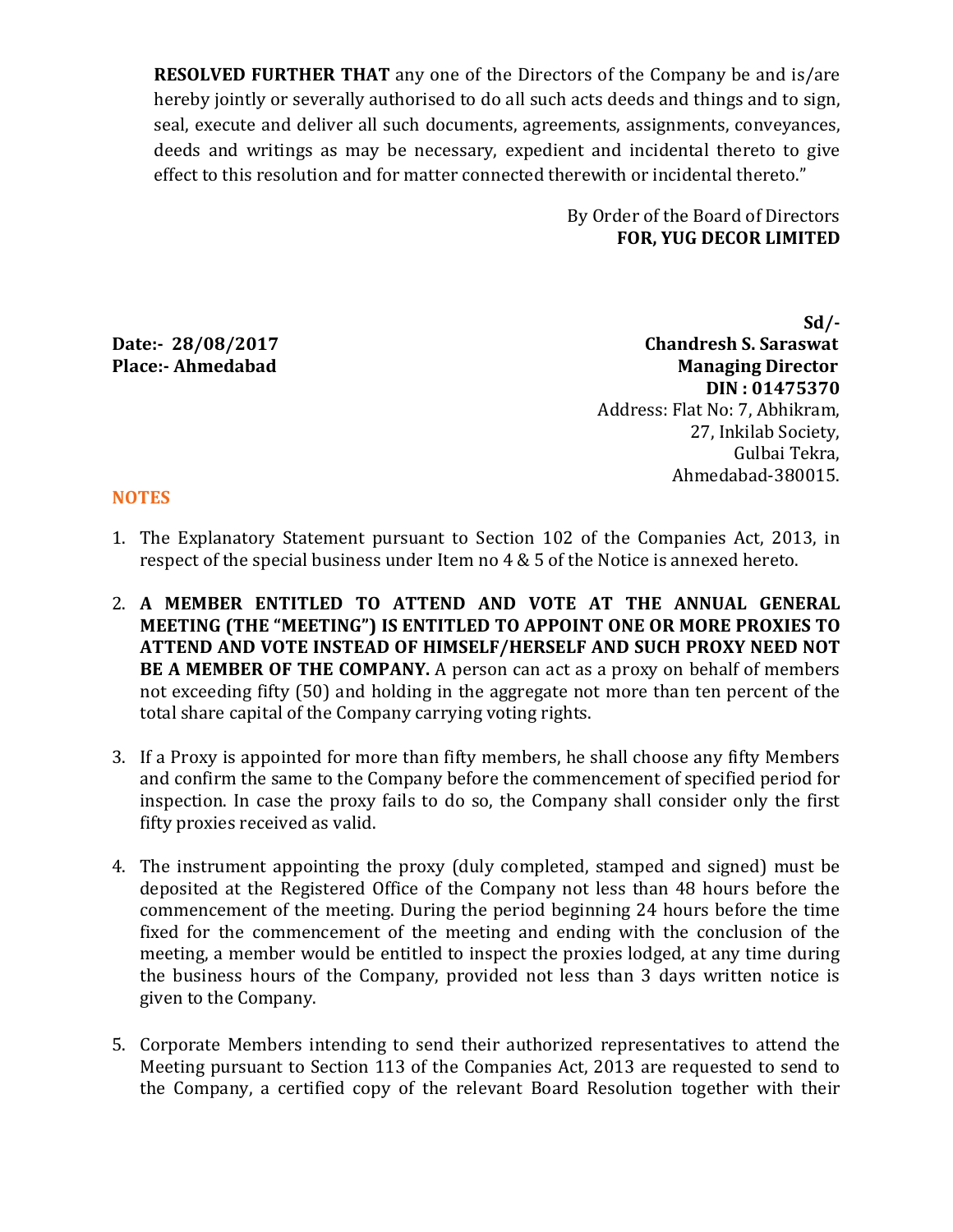**RESOLVED FURTHER THAT** any one of the Directors of the Company be and is/are hereby jointly or severally authorised to do all such acts deeds and things and to sign, seal, execute and deliver all such documents, agreements, assignments, conveyances, deeds and writings as may be necessary, expedient and incidental thereto to give effect to this resolution and for matter connected therewith or incidental thereto."

By Order of the Board of Directors
**FOR, YUG DECOR LIMITED**

**Sd/-**
**Chandresh S. Saraswat**
**Managing Director**
**DIN : 01475370**
Address: Flat No: 7, Abhikram,
27, Inkilab Society,
Gulbai Tekra,
Ahmedabad-380015.

**Date:- 28/08/2017**
**Place:- Ahmedabad**

## NOTES

1. The Explanatory Statement pursuant to Section 102 of the Companies Act, 2013, in respect of the special business under Item no 4 & 5 of the Notice is annexed hereto.

2. **A MEMBER ENTITLED TO ATTEND AND VOTE AT THE ANNUAL GENERAL MEETING (THE "MEETING") IS ENTITLED TO APPOINT ONE OR MORE PROXIES TO ATTEND AND VOTE INSTEAD OF HIMSELF/HERSELF AND SUCH PROXY NEED NOT BE A MEMBER OF THE COMPANY.** A person can act as a proxy on behalf of members not exceeding fifty (50) and holding in the aggregate not more than ten percent of the total share capital of the Company carrying voting rights.

3. If a Proxy is appointed for more than fifty members, he shall choose any fifty Members and confirm the same to the Company before the commencement of specified period for inspection. In case the proxy fails to do so, the Company shall consider only the first fifty proxies received as valid.

4. The instrument appointing the proxy (duly completed, stamped and signed) must be deposited at the Registered Office of the Company not less than 48 hours before the commencement of the meeting. During the period beginning 24 hours before the time fixed for the commencement of the meeting and ending with the conclusion of the meeting, a member would be entitled to inspect the proxies lodged, at any time during the business hours of the Company, provided not less than 3 days written notice is given to the Company.

5. Corporate Members intending to send their authorized representatives to attend the Meeting pursuant to Section 113 of the Companies Act, 2013 are requested to send to the Company, a certified copy of the relevant Board Resolution together with their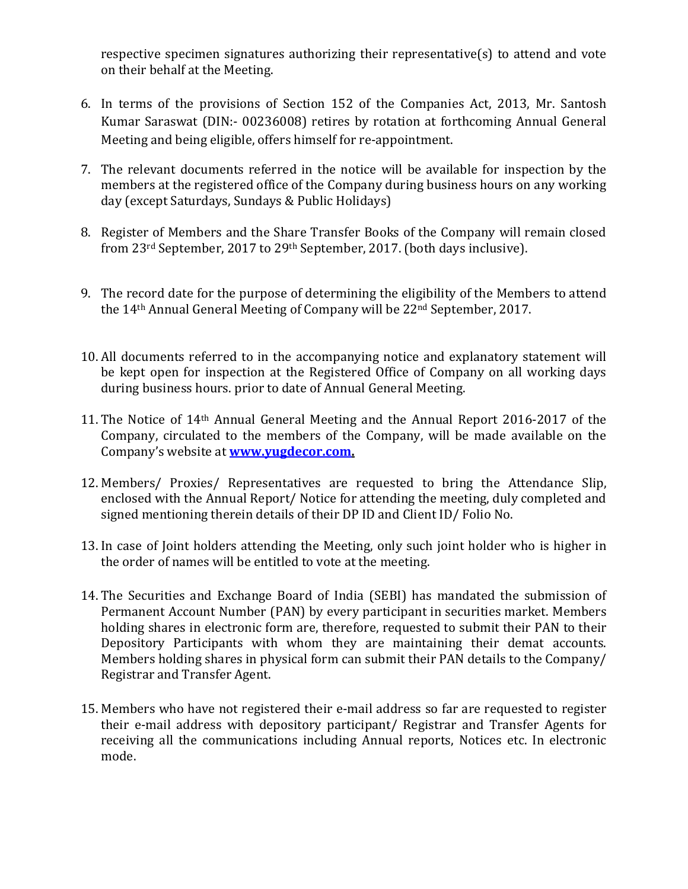respective specimen signatures authorizing their representative(s) to attend and vote on their behalf at the Meeting.

6. In terms of the provisions of Section 152 of the Companies Act, 2013, Mr. Santosh Kumar Saraswat (DIN:- 00236008) retires by rotation at forthcoming Annual General Meeting and being eligible, offers himself for re-appointment.

7. The relevant documents referred in the notice will be available for inspection by the members at the registered office of the Company during business hours on any working day (except Saturdays, Sundays & Public Holidays)

8. Register of Members and the Share Transfer Books of the Company will remain closed from 23rd September, 2017 to 29th September, 2017. (both days inclusive).

9. The record date for the purpose of determining the eligibility of the Members to attend the 14th Annual General Meeting of Company will be 22nd September, 2017.

10. All documents referred to in the accompanying notice and explanatory statement will be kept open for inspection at the Registered Office of Company on all working days during business hours. prior to date of Annual General Meeting.

11. The Notice of 14th Annual General Meeting and the Annual Report 2016-2017 of the Company, circulated to the members of the Company, will be made available on the Company's website at **www.yugdecor.com.**

12. Members/ Proxies/ Representatives are requested to bring the Attendance Slip, enclosed with the Annual Report/ Notice for attending the meeting, duly completed and signed mentioning therein details of their DP ID and Client ID/ Folio No.

13. In case of Joint holders attending the Meeting, only such joint holder who is higher in the order of names will be entitled to vote at the meeting.

14. The Securities and Exchange Board of India (SEBI) has mandated the submission of Permanent Account Number (PAN) by every participant in securities market. Members holding shares in electronic form are, therefore, requested to submit their PAN to their Depository Participants with whom they are maintaining their demat accounts. Members holding shares in physical form can submit their PAN details to the Company/ Registrar and Transfer Agent.

15. Members who have not registered their e-mail address so far are requested to register their e-mail address with depository participant/ Registrar and Transfer Agents for receiving all the communications including Annual reports, Notices etc. In electronic mode.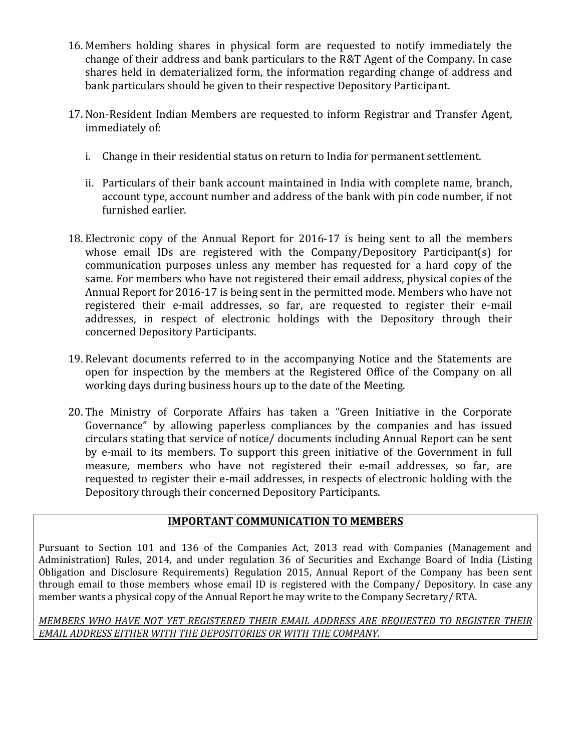16. Members holding shares in physical form are requested to notify immediately the change of their address and bank particulars to the R&T Agent of the Company. In case shares held in dematerialized form, the information regarding change of address and bank particulars should be given to their respective Depository Participant.

17. Non-Resident Indian Members are requested to inform Registrar and Transfer Agent, immediately of:

    i. Change in their residential status on return to India for permanent settlement.

    ii. Particulars of their bank account maintained in India with complete name, branch, account type, account number and address of the bank with pin code number, if not furnished earlier.

18. Electronic copy of the Annual Report for 2016-17 is being sent to all the members whose email IDs are registered with the Company/Depository Participant(s) for communication purposes unless any member has requested for a hard copy of the same. For members who have not registered their email address, physical copies of the Annual Report for 2016-17 is being sent in the permitted mode. Members who have not registered their e-mail addresses, so far, are requested to register their e-mail addresses, in respect of electronic holdings with the Depository through their concerned Depository Participants.

19. Relevant documents referred to in the accompanying Notice and the Statements are open for inspection by the members at the Registered Office of the Company on all working days during business hours up to the date of the Meeting.

20. The Ministry of Corporate Affairs has taken a "Green Initiative in the Corporate Governance" by allowing paperless compliances by the companies and has issued circulars stating that service of notice/ documents including Annual Report can be sent by e-mail to its members. To support this green initiative of the Government in full measure, members who have not registered their e-mail addresses, so far, are requested to register their e-mail addresses, in respects of electronic holding with the Depository through their concerned Depository Participants.

## IMPORTANT COMMUNICATION TO MEMBERS

Pursuant to Section 101 and 136 of the Companies Act, 2013 read with Companies (Management and Administration) Rules, 2014, and under regulation 36 of Securities and Exchange Board of India (Listing Obligation and Disclosure Requirements) Regulation 2015, Annual Report of the Company has been sent through email to those members whose email ID is registered with the Company/ Depository. In case any member wants a physical copy of the Annual Report he may write to the Company Secretary/ RTA.

*MEMBERS WHO HAVE NOT YET REGISTERED THEIR EMAIL ADDRESS ARE REQUESTED TO REGISTER THEIR EMAIL ADDRESS EITHER WITH THE DEPOSITORIES OR WITH THE COMPANY.*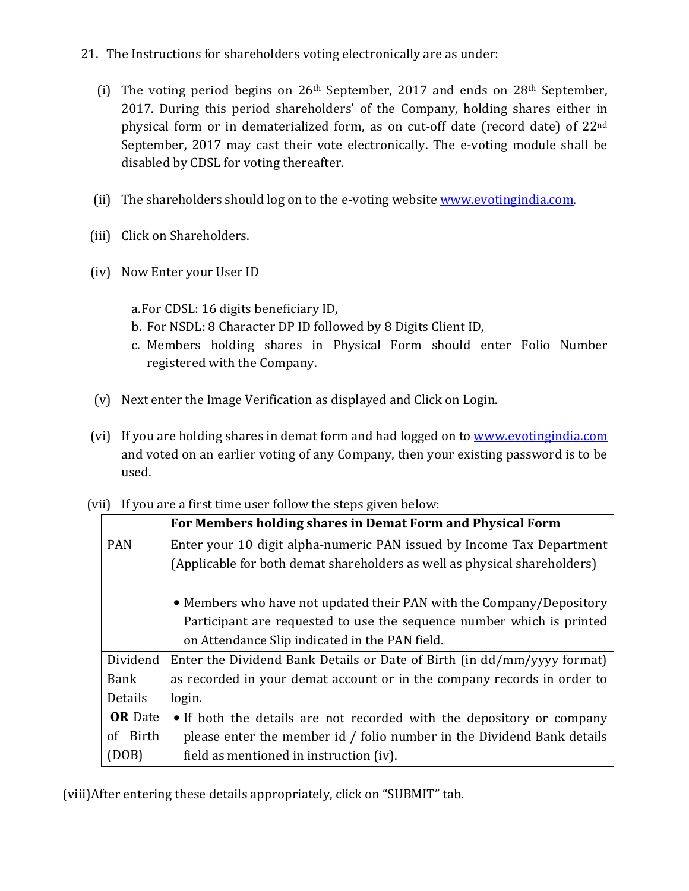21. The Instructions for shareholders voting electronically are as under:

(i) The voting period begins on 26th September, 2017 and ends on 28th September, 2017. During this period shareholders' of the Company, holding shares either in physical form or in dematerialized form, as on cut-off date (record date) of 22nd September, 2017 may cast their vote electronically. The e-voting module shall be disabled by CDSL for voting thereafter.

(ii) The shareholders should log on to the e-voting website www.evotingindia.com.

(iii) Click on Shareholders.

(iv) Now Enter your User ID

a. For CDSL: 16 digits beneficiary ID,
b. For NSDL: 8 Character DP ID followed by 8 Digits Client ID,
c. Members holding shares in Physical Form should enter Folio Number registered with the Company.

(v) Next enter the Image Verification as displayed and Click on Login.

(vi) If you are holding shares in demat form and had logged on to www.evotingindia.com and voted on an earlier voting of any Company, then your existing password is to be used.

(vii) If you are a first time user follow the steps given below:

| | **For Members holding shares in Demat Form and Physical Form** |
|---|---|
| PAN | Enter your 10 digit alpha-numeric PAN issued by Income Tax Department (Applicable for both demat shareholders as well as physical shareholders)<br><br>• Members who have not updated their PAN with the Company/Depository Participant are requested to use the sequence number which is printed on Attendance Slip indicated in the PAN field. |
| Dividend Bank Details **OR** Date of Birth (DOB) | Enter the Dividend Bank Details or Date of Birth (in dd/mm/yyyy format) as recorded in your demat account or in the company records in order to login.<br>• If both the details are not recorded with the depository or company please enter the member id / folio number in the Dividend Bank details field as mentioned in instruction (iv). |

(viii) After entering these details appropriately, click on "SUBMIT" tab.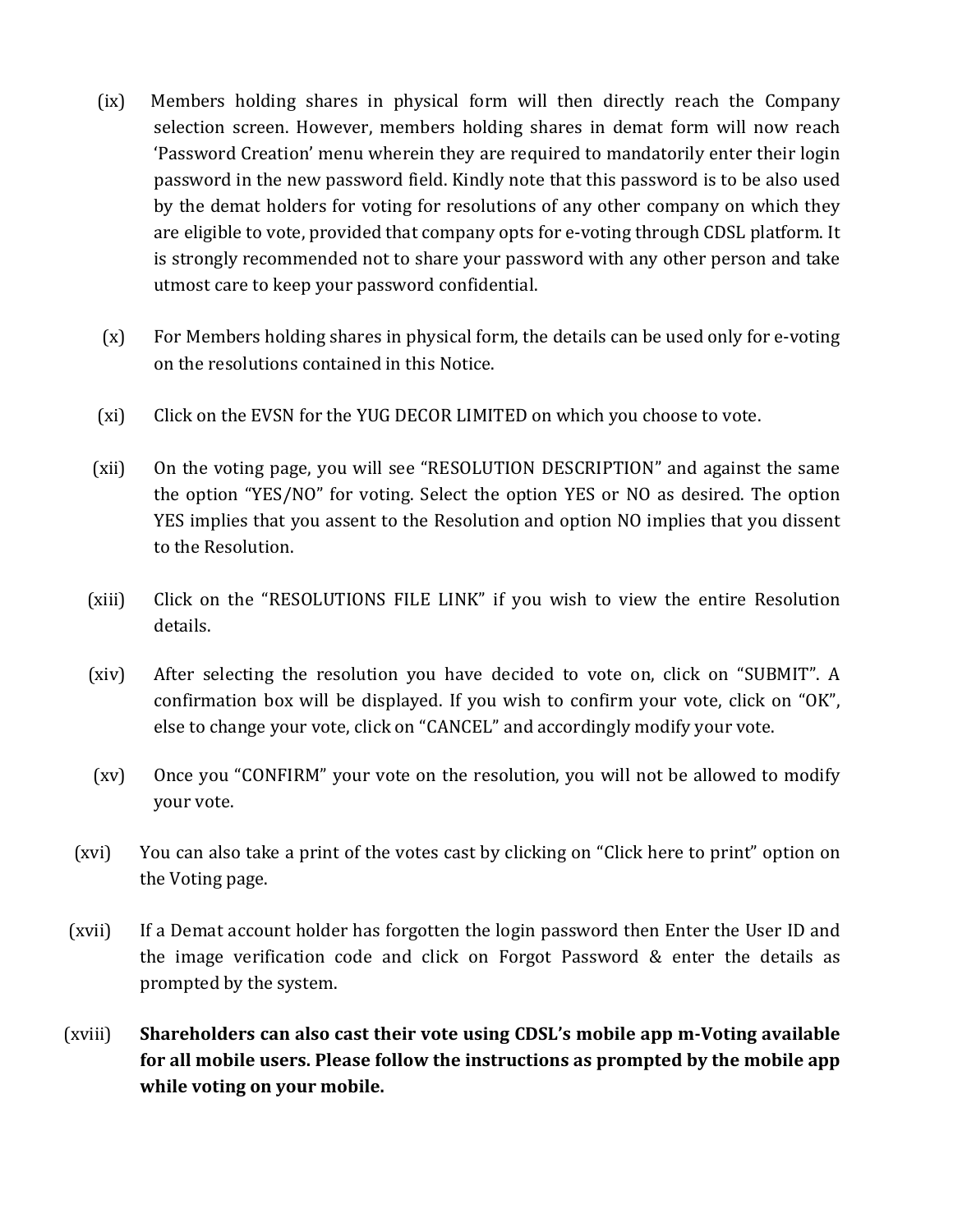(ix) Members holding shares in physical form will then directly reach the Company selection screen. However, members holding shares in demat form will now reach 'Password Creation' menu wherein they are required to mandatorily enter their login password in the new password field. Kindly note that this password is to be also used by the demat holders for voting for resolutions of any other company on which they are eligible to vote, provided that company opts for e-voting through CDSL platform. It is strongly recommended not to share your password with any other person and take utmost care to keep your password confidential.

(x) For Members holding shares in physical form, the details can be used only for e-voting on the resolutions contained in this Notice.

(xi) Click on the EVSN for the YUG DECOR LIMITED on which you choose to vote.

(xii) On the voting page, you will see "RESOLUTION DESCRIPTION" and against the same the option "YES/NO" for voting. Select the option YES or NO as desired. The option YES implies that you assent to the Resolution and option NO implies that you dissent to the Resolution.

(xiii) Click on the "RESOLUTIONS FILE LINK" if you wish to view the entire Resolution details.

(xiv) After selecting the resolution you have decided to vote on, click on "SUBMIT". A confirmation box will be displayed. If you wish to confirm your vote, click on "OK", else to change your vote, click on "CANCEL" and accordingly modify your vote.

(xv) Once you "CONFIRM" your vote on the resolution, you will not be allowed to modify your vote.

(xvi) You can also take a print of the votes cast by clicking on "Click here to print" option on the Voting page.

(xvii) If a Demat account holder has forgotten the login password then Enter the User ID and the image verification code and click on Forgot Password & enter the details as prompted by the system.

(xviii) **Shareholders can also cast their vote using CDSL's mobile app m-Voting available for all mobile users. Please follow the instructions as prompted by the mobile app while voting on your mobile.**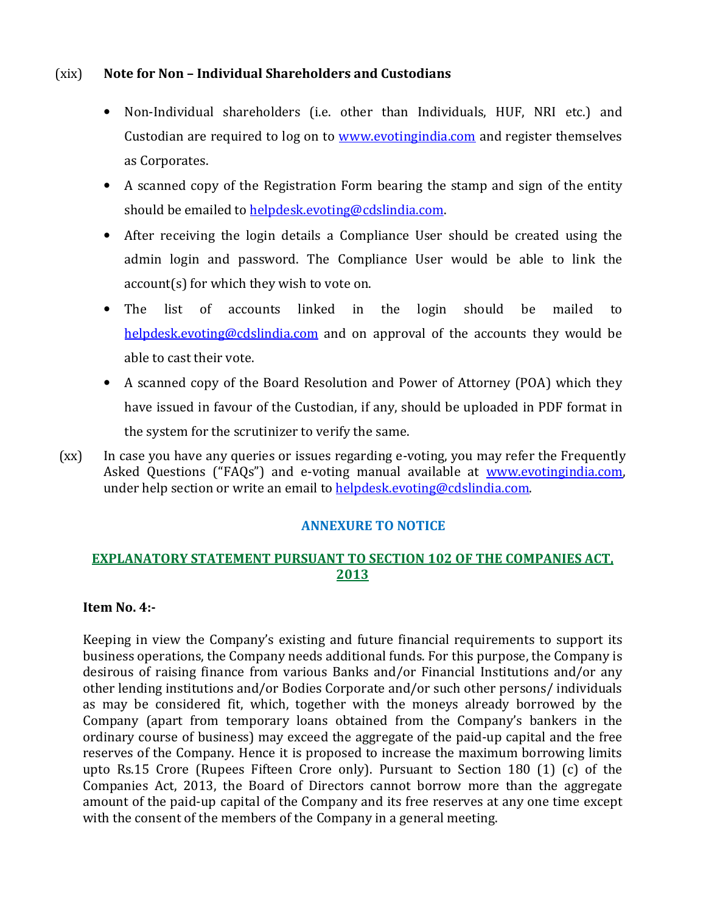(xix) **Note for Non – Individual Shareholders and Custodians**

- Non-Individual shareholders (i.e. other than Individuals, HUF, NRI etc.) and Custodian are required to log on to www.evotingindia.com and register themselves as Corporates.
- A scanned copy of the Registration Form bearing the stamp and sign of the entity should be emailed to helpdesk.evoting@cdslindia.com.
- After receiving the login details a Compliance User should be created using the admin login and password. The Compliance User would be able to link the account(s) for which they wish to vote on.
- The list of accounts linked in the login should be mailed to helpdesk.evoting@cdslindia.com and on approval of the accounts they would be able to cast their vote.
- A scanned copy of the Board Resolution and Power of Attorney (POA) which they have issued in favour of the Custodian, if any, should be uploaded in PDF format in the system for the scrutinizer to verify the same.

(xx) In case you have any queries or issues regarding e-voting, you may refer the Frequently Asked Questions ("FAQs") and e-voting manual available at www.evotingindia.com, under help section or write an email to helpdesk.evoting@cdslindia.com.

## ANNEXURE TO NOTICE

## EXPLANATORY STATEMENT PURSUANT TO SECTION 102 OF THE COMPANIES ACT, 2013

**Item No. 4:-**

Keeping in view the Company's existing and future financial requirements to support its business operations, the Company needs additional funds. For this purpose, the Company is desirous of raising finance from various Banks and/or Financial Institutions and/or any other lending institutions and/or Bodies Corporate and/or such other persons/ individuals as may be considered fit, which, together with the moneys already borrowed by the Company (apart from temporary loans obtained from the Company's bankers in the ordinary course of business) may exceed the aggregate of the paid-up capital and the free reserves of the Company. Hence it is proposed to increase the maximum borrowing limits upto Rs.15 Crore (Rupees Fifteen Crore only). Pursuant to Section 180 (1) (c) of the Companies Act, 2013, the Board of Directors cannot borrow more than the aggregate amount of the paid-up capital of the Company and its free reserves at any one time except with the consent of the members of the Company in a general meeting.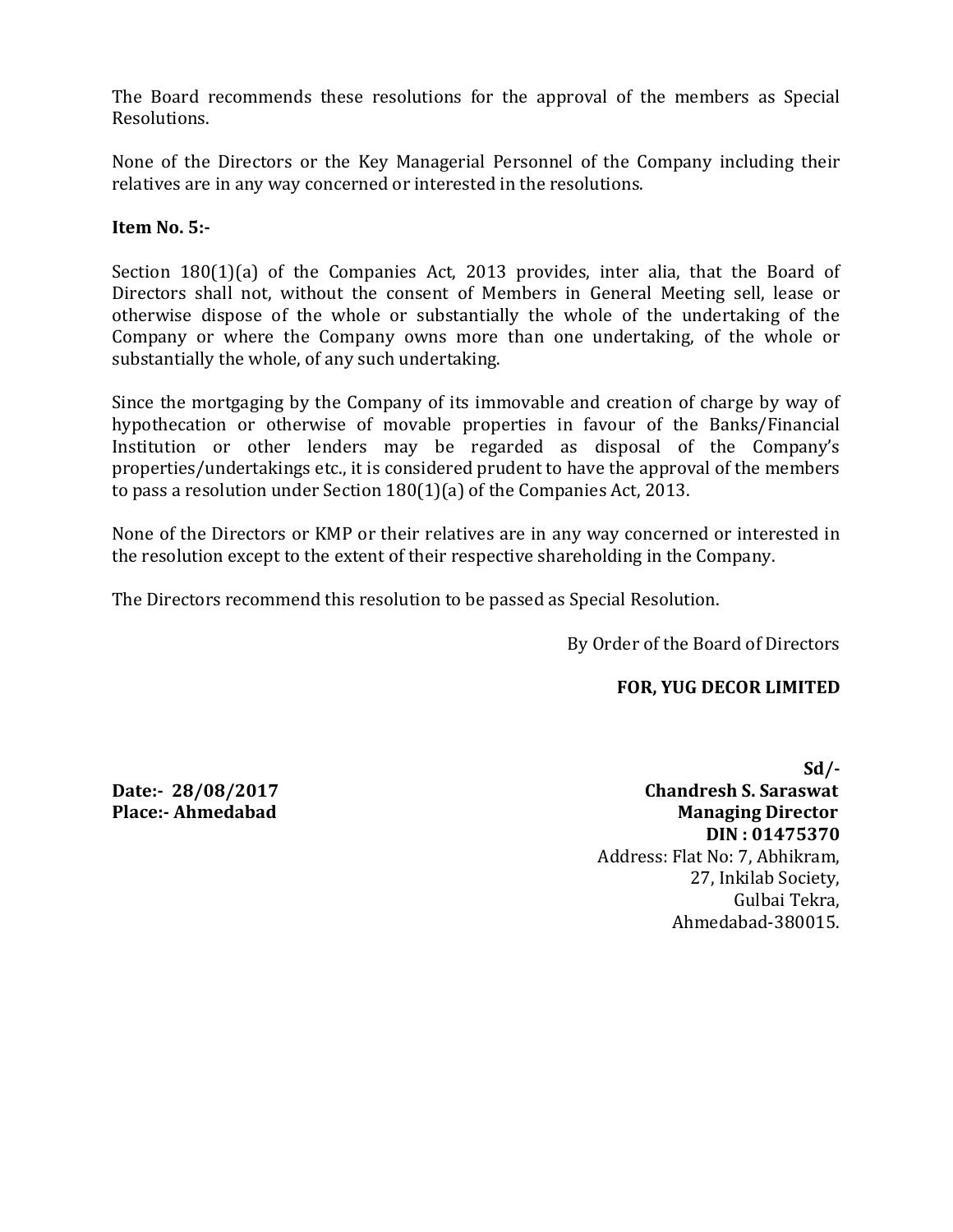The Board recommends these resolutions for the approval of the members as Special Resolutions.

None of the Directors or the Key Managerial Personnel of the Company including their relatives are in any way concerned or interested in the resolutions.

**Item No. 5:-**

Section 180(1)(a) of the Companies Act, 2013 provides, inter alia, that the Board of Directors shall not, without the consent of Members in General Meeting sell, lease or otherwise dispose of the whole or substantially the whole of the undertaking of the Company or where the Company owns more than one undertaking, of the whole or substantially the whole, of any such undertaking.

Since the mortgaging by the Company of its immovable and creation of charge by way of hypothecation or otherwise of movable properties in favour of the Banks/Financial Institution or other lenders may be regarded as disposal of the Company's properties/undertakings etc., it is considered prudent to have the approval of the members to pass a resolution under Section 180(1)(a) of the Companies Act, 2013.

None of the Directors or KMP or their relatives are in any way concerned or interested in the resolution except to the extent of their respective shareholding in the Company.

The Directors recommend this resolution to be passed as Special Resolution.

By Order of the Board of Directors

**FOR, YUG DECOR LIMITED**

**Sd/-**
**Chandresh S. Saraswat**
**Managing Director**
**DIN : 01475370**
Address: Flat No: 7, Abhikram,
27, Inkilab Society,
Gulbai Tekra,
Ahmedabad-380015.

**Date:- 28/08/2017**
**Place:- Ahmedabad**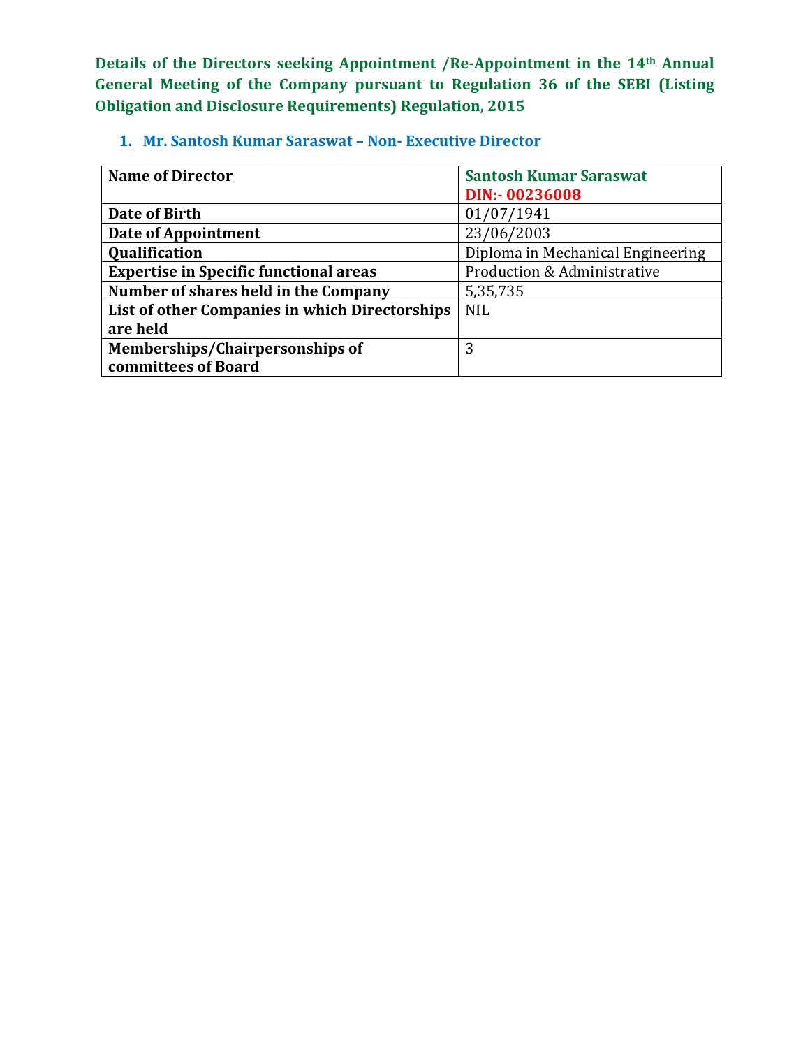**Details of the Directors seeking Appointment /Re-Appointment in the 14th Annual General Meeting of the Company pursuant to Regulation 36 of the SEBI (Listing Obligation and Disclosure Requirements) Regulation, 2015**

### 1. Mr. Santosh Kumar Saraswat – Non- Executive Director

| **Name of Director** | **Santosh Kumar Saraswat**<br>**DIN:- 00236008** |
|---|---|
| **Date of Birth** | 01/07/1941 |
| **Date of Appointment** | 23/06/2003 |
| **Qualification** | Diploma in Mechanical Engineering |
| **Expertise in Specific functional areas** | Production & Administrative |
| **Number of shares held in the Company** | 5,35,735 |
| **List of other Companies in which Directorships are held** | NIL |
| **Memberships/Chairpersonships of committees of Board** | 3 |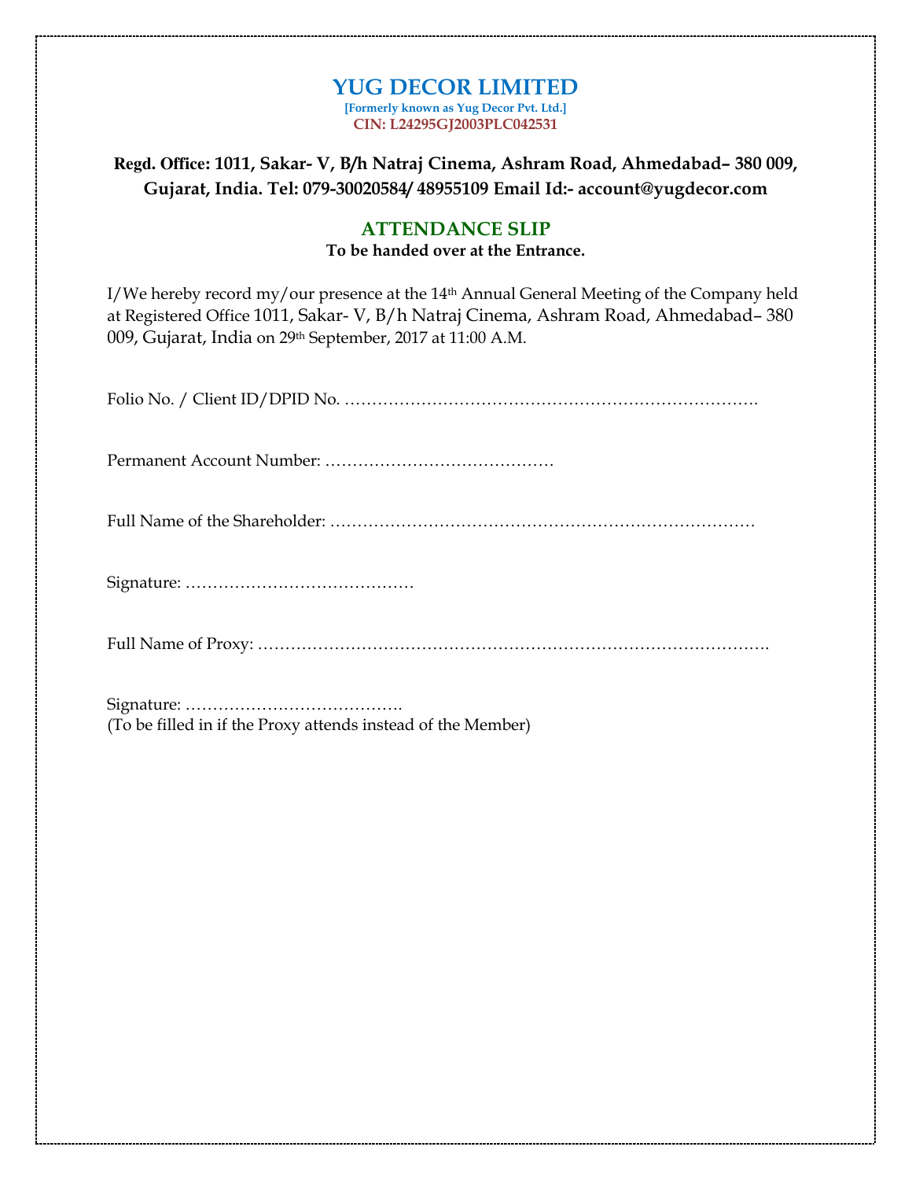# YUG DECOR LIMITED

**[Formerly known as Yug Decor Pvt. Ltd.]**
**CIN: L24295GJ2003PLC042531**

**Regd. Office: 1011, Sakar- V, B/h Natraj Cinema, Ashram Road, Ahmedabad– 380 009, Gujarat, India. Tel: 079-30020584/ 48955109 Email Id:- account@yugdecor.com**

## ATTENDANCE SLIP

**To be handed over at the Entrance.**

I/We hereby record my/our presence at the 14th Annual General Meeting of the Company held at Registered Office 1011, Sakar- V, B/h Natraj Cinema, Ashram Road, Ahmedabad– 380 009, Gujarat, India on 29th September, 2017 at 11:00 A.M.

Folio No. / Client ID/DPID No. ………………………………………………………………….

Permanent Account Number: ……………………………………

Full Name of the Shareholder: ……………………………………………………………………

Signature: ……………………………………

Full Name of Proxy: ……………………………………………………………………………….

Signature: ………………………………….
(To be filled in if the Proxy attends instead of the Member)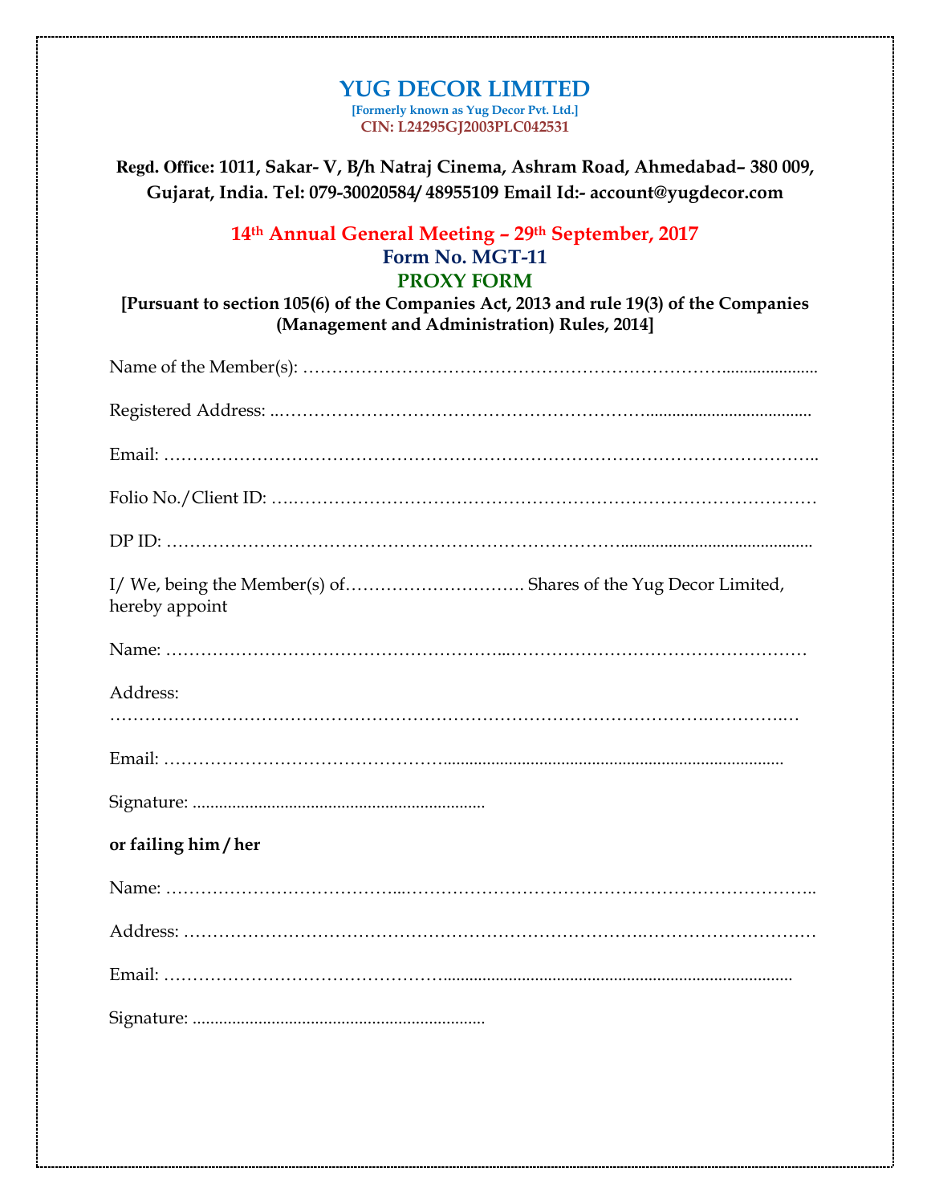# YUG DECOR LIMITED

**[Formerly known as Yug Decor Pvt. Ltd.]**
**CIN: L24295GJ2003PLC042531**

**Regd. Office: 1011, Sakar- V, B/h Natraj Cinema, Ashram Road, Ahmedabad– 380 009, Gujarat, India. Tel: 079-30020584/ 48955109 Email Id:- account@yugdecor.com**

## 14th Annual General Meeting – 29th September, 2017

## Form No. MGT-11

## PROXY FORM

**[Pursuant to section 105(6) of the Companies Act, 2013 and rule 19(3) of the Companies (Management and Administration) Rules, 2014]**

Name of the Member(s): ……………………………………………………………......................

Registered Address: ..……………………………………………………......................................

Email: ………………………………………………………………………………………………..

Folio No./Client ID: ….……………………………………………………………………………

DP ID: …………………………………………………………………...........................................

I/ We, being the Member(s) of…………………………. Shares of the Yug Decor Limited, hereby appoint

Name: ……………………………………………...……………………………………………

Address: ……………………………………………………………………………………….…………..…

Email: ………………………………………….............................................................................

Signature: ..................................................................

**or failing him / her**

Name: ………………………………...……………………………………………………………..

Address: ……………………………………………………………….…………………………

Email: ………………………………………..............................................................................

Signature: ..................................................................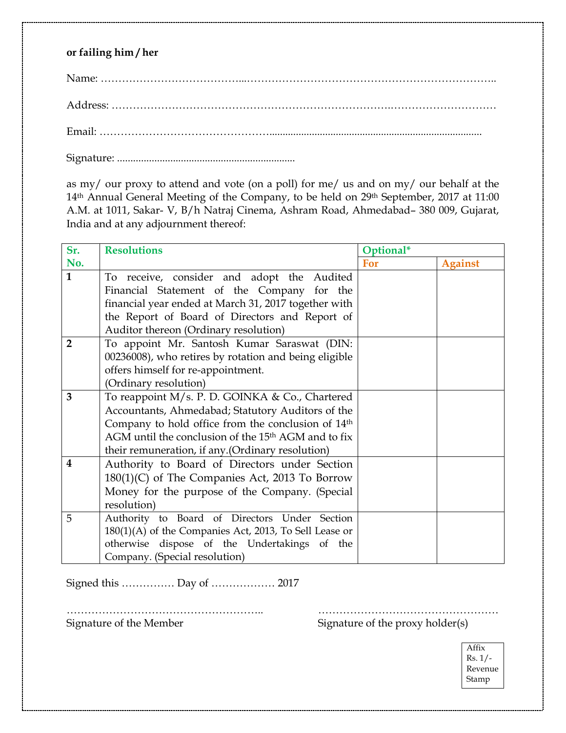**or failing him / her**

Name: ……………………………………………………………………………………………………..

Address: ……………………………………………………………………………………………………

Email: ………………………………………………………………………………………………………

Signature: ………………………………………………………

as my/ our proxy to attend and vote (on a poll) for me/ us and on my/ our behalf at the 14th Annual General Meeting of the Company, to be held on 29th September, 2017 at 11:00 A.M. at 1011, Sakar- V, B/h Natraj Cinema, Ashram Road, Ahmedabad– 380 009, Gujarat, India and at any adjournment thereof:

| Sr. No. | Resolutions | Optional* | |
|---|---|---|---|
| | | For | Against |
| **1** | To receive, consider and adopt the Audited Financial Statement of the Company for the financial year ended at March 31, 2017 together with the Report of Board of Directors and Report of Auditor thereon (Ordinary resolution) | | |
| **2** | To appoint Mr. Santosh Kumar Saraswat (DIN: 00236008), who retires by rotation and being eligible offers himself for re-appointment. (Ordinary resolution) | | |
| **3** | To reappoint M/s. P. D. GOINKA & Co., Chartered Accountants, Ahmedabad; Statutory Auditors of the Company to hold office from the conclusion of 14th AGM until the conclusion of the 15th AGM and to fix their remuneration, if any.(Ordinary resolution) | | |
| **4** | Authority to Board of Directors under Section 180(1)(C) of The Companies Act, 2013 To Borrow Money for the purpose of the Company. (Special resolution) | | |
| 5 | Authority to Board of Directors Under Section 180(1)(A) of the Companies Act, 2013, To Sell Lease or otherwise dispose of the Undertakings of the Company. (Special resolution) | | |

Signed this …………… Day of ……………… 2017

……………………………………………….. ……………………………………………

Signature of the Member Signature of the proxy holder(s)

Affix Rs. 1/- Revenue Stamp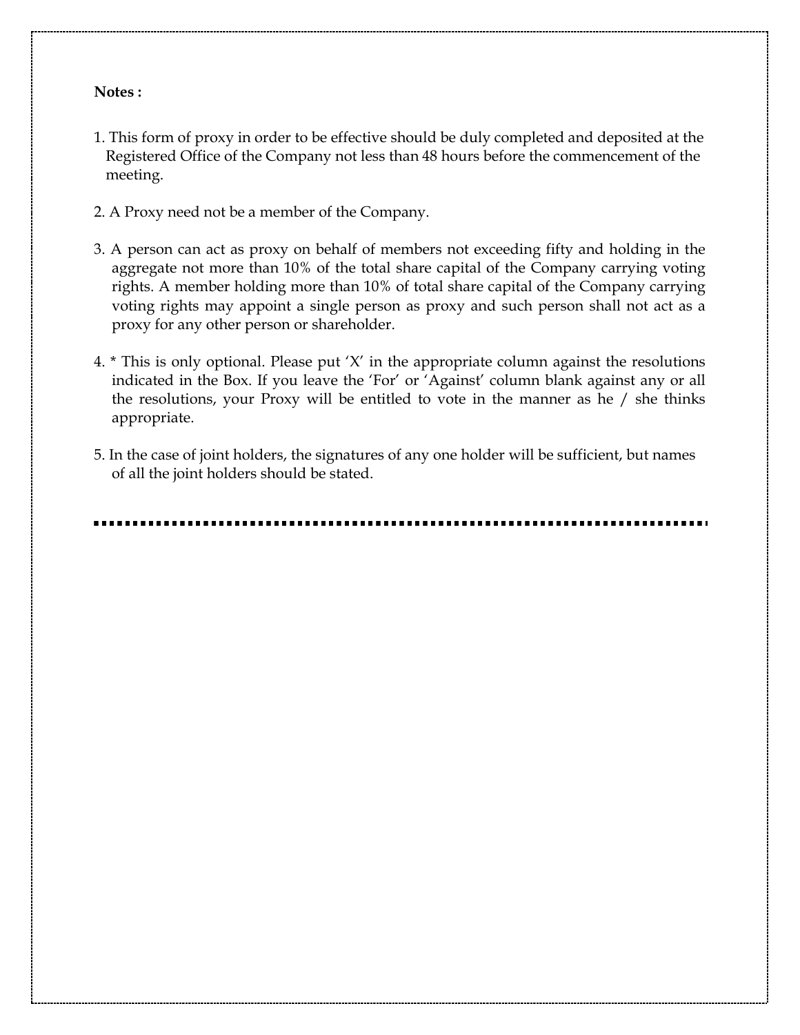**Notes :**

1. This form of proxy in order to be effective should be duly completed and deposited at the Registered Office of the Company not less than 48 hours before the commencement of the meeting.

2. A Proxy need not be a member of the Company.

3. A person can act as proxy on behalf of members not exceeding fifty and holding in the aggregate not more than 10% of the total share capital of the Company carrying voting rights. A member holding more than 10% of total share capital of the Company carrying voting rights may appoint a single person as proxy and such person shall not act as a proxy for any other person or shareholder.

4. * This is only optional. Please put 'X' in the appropriate column against the resolutions indicated in the Box. If you leave the 'For' or 'Against' column blank against any or all the resolutions, your Proxy will be entitled to vote in the manner as he / she thinks appropriate.

5. In the case of joint holders, the signatures of any one holder will be sufficient, but names of all the joint holders should be stated.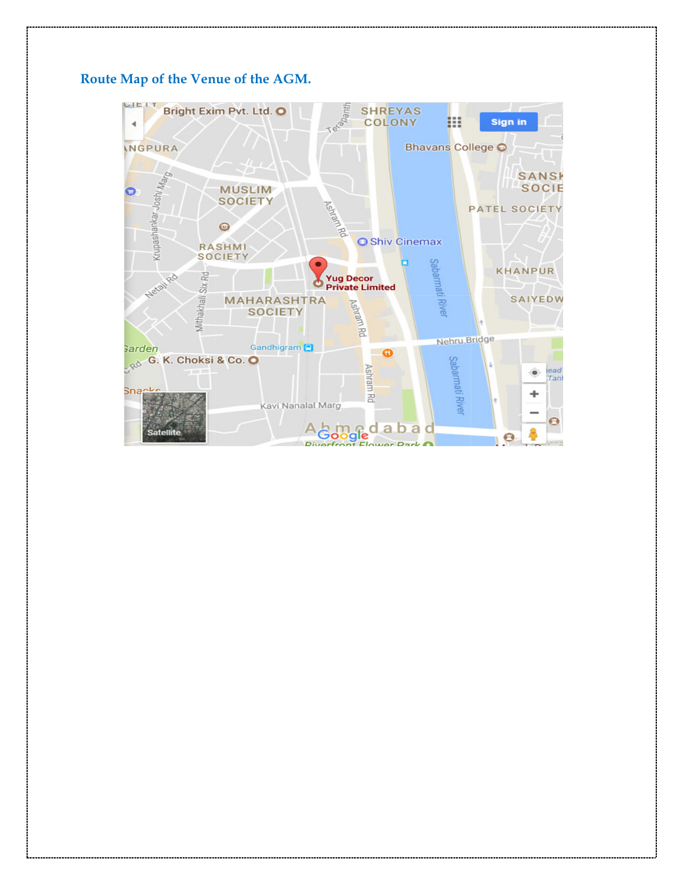## Route Map of the Venue of the AGM.